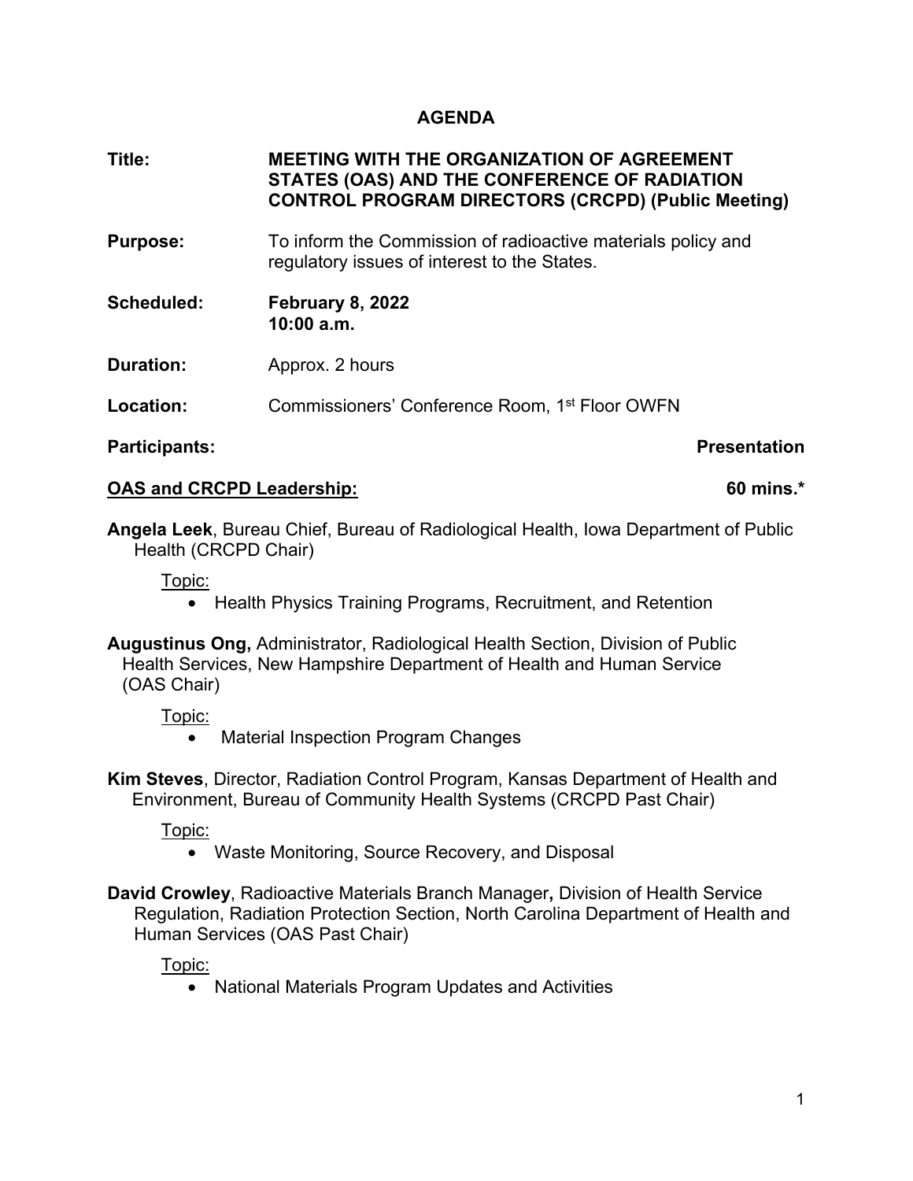# AGENDA

**Title:** **MEETING WITH THE ORGANIZATION OF AGREEMENT STATES (OAS) AND THE CONFERENCE OF RADIATION CONTROL PROGRAM DIRECTORS (CRCPD) (Public Meeting)**

**Purpose:** To inform the Commission of radioactive materials policy and regulatory issues of interest to the States.

**Scheduled:** **February 8, 2022**
**10:00 a.m.**

**Duration:** Approx. 2 hours

**Location:** Commissioners' Conference Room, 1st Floor OWFN

**Participants:** **Presentation**

**OAS and CRCPD Leadership:** **60 mins.***

**Angela Leek**, Bureau Chief, Bureau of Radiological Health, Iowa Department of Public Health (CRCPD Chair)

Topic:

- Health Physics Training Programs, Recruitment, and Retention

**Augustinus Ong,** Administrator, Radiological Health Section, Division of Public Health Services, New Hampshire Department of Health and Human Service (OAS Chair)

Topic:

- Material Inspection Program Changes

**Kim Steves**, Director, Radiation Control Program, Kansas Department of Health and Environment, Bureau of Community Health Systems (CRCPD Past Chair)

Topic:

- Waste Monitoring, Source Recovery, and Disposal

**David Crowley**, Radioactive Materials Branch Manager**,** Division of Health Service Regulation, Radiation Protection Section, North Carolina Department of Health and Human Services (OAS Past Chair)

Topic:

- National Materials Program Updates and Activities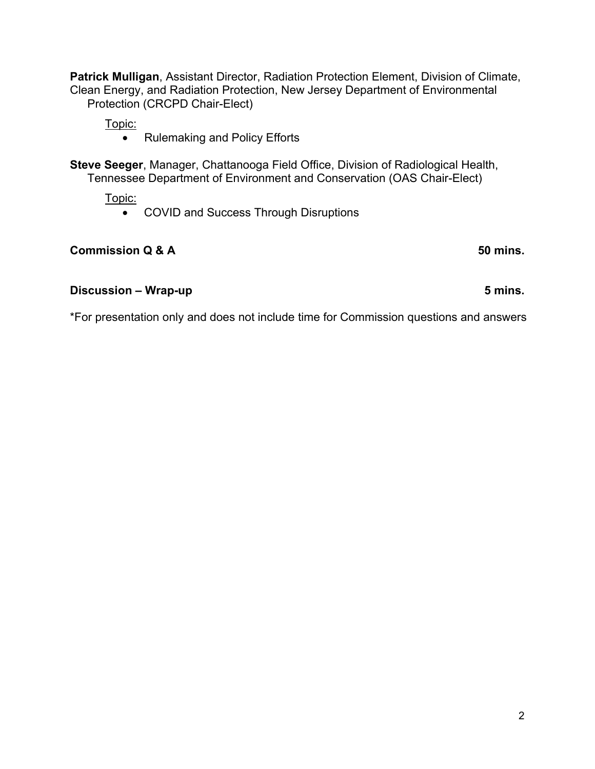**Patrick Mulligan**, Assistant Director, Radiation Protection Element, Division of Climate, Clean Energy, and Radiation Protection, New Jersey Department of Environmental Protection (CRCPD Chair-Elect)

Topic:

- Rulemaking and Policy Efforts

**Steve Seeger**, Manager, Chattanooga Field Office, Division of Radiological Health, Tennessee Department of Environment and Conservation (OAS Chair-Elect)

Topic:

- COVID and Success Through Disruptions

**Commission Q & A** **50 mins.**

**Discussion – Wrap-up** **5 mins.**

*For presentation only and does not include time for Commission questions and answers